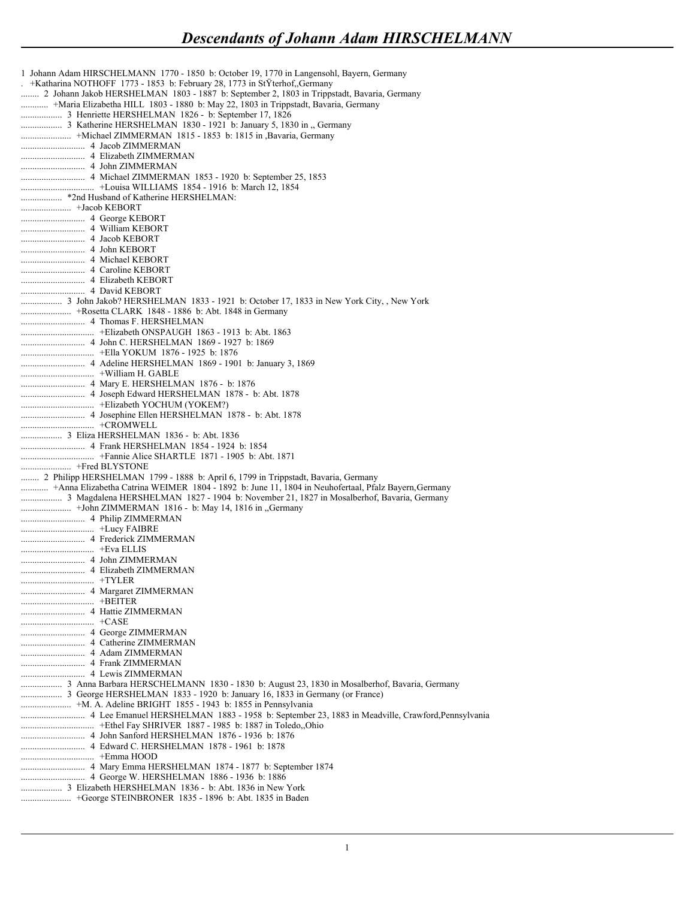# Descendants of Johann Adam HIRSCHELMANN

1 Johann Adam HIRSCHELMANN 1770 - 1850 b: October 19, 1770 in Langensohl, Bayern, Germany
. +Katharina NOTHOFF 1773 - 1853 b: February 28, 1773 in StŸterhof,,Germany
........ 2 Johann Jakob HERSHELMAN 1803 - 1887 b: September 2, 1803 in Trippstadt, Bavaria, Germany
............ +Maria Elizabetha HILL 1803 - 1880 b: May 22, 1803 in Trippstadt, Bavaria, Germany
.................. 3 Henriette HERSHELMAN 1826 - b: September 17, 1826
.................. 3 Katherine HERSHELMAN 1830 - 1921 b: January 5, 1830 in ,, Germany
...................... +Michael ZIMMERMAN 1815 - 1853 b: 1815 in ,Bavaria, Germany
............................ 4 Jacob ZIMMERMAN
............................ 4 Elizabeth ZIMMERMAN
............................ 4 John ZIMMERMAN
............................ 4 Michael ZIMMERMAN 1853 - 1920 b: September 25, 1853
................................ +Louisa WILLIAMS 1854 - 1916 b: March 12, 1854
.................. *2nd Husband of Katherine HERSHELMAN:
...................... +Jacob KEBORT
............................ 4 George KEBORT
............................ 4 William KEBORT
............................ 4 Jacob KEBORT
............................ 4 John KEBORT
............................ 4 Michael KEBORT
............................ 4 Caroline KEBORT
............................ 4 Elizabeth KEBORT
............................ 4 David KEBORT
.................. 3 John Jakob? HERSHELMAN 1833 - 1921 b: October 17, 1833 in New York City, , New York
...................... +Rosetta CLARK 1848 - 1886 b: Abt. 1848 in Germany
............................ 4 Thomas F. HERSHELMAN
................................ +Elizabeth ONSPAUGH 1863 - 1913 b: Abt. 1863
............................ 4 John C. HERSHELMAN 1869 - 1927 b: 1869
................................ +Ella YOKUM 1876 - 1925 b: 1876
............................ 4 Adeline HERSHELMAN 1869 - 1901 b: January 3, 1869
................................ +William H. GABLE
............................ 4 Mary E. HERSHELMAN 1876 - b: 1876
............................ 4 Joseph Edward HERSHELMAN 1878 - b: Abt. 1878
................................ +Elizabeth YOCHUM (YOKEM?)
............................ 4 Josephine Ellen HERSHELMAN 1878 - b: Abt. 1878
................................ +CROMWELL
.................. 3 Eliza HERSHELMAN 1836 - b: Abt. 1836
............................ 4 Frank HERSHELMAN 1854 - 1924 b: 1854
................................ +Fannie Alice SHARTLE 1871 - 1905 b: Abt. 1871
...................... +Fred BLYSTONE
........ 2 Philipp HERSHELMAN 1799 - 1888 b: April 6, 1799 in Trippstadt, Bavaria, Germany
............ +Anna Elizabetha Catrina WEIMER 1804 - 1892 b: June 11, 1804 in Neuhofertaal, Pfalz Bayern,Germany
.................. 3 Magdalena HERSHELMAN 1827 - 1904 b: November 21, 1827 in Mosalberhof, Bavaria, Germany
...................... +John ZIMMERMAN 1816 - b: May 14, 1816 in ,,Germany
............................ 4 Philip ZIMMERMAN
................................ +Lucy FAIBRE
............................ 4 Frederick ZIMMERMAN
................................ +Eva ELLIS
............................ 4 John ZIMMERMAN
............................ 4 Elizabeth ZIMMERMAN
................................ +TYLER
............................ 4 Margaret ZIMMERMAN
................................ +BEITER
............................ 4 Hattie ZIMMERMAN
................................ +CASE
............................ 4 George ZIMMERMAN
............................ 4 Catherine ZIMMERMAN
............................ 4 Adam ZIMMERMAN
............................ 4 Frank ZIMMERMAN
............................ 4 Lewis ZIMMERMAN
.................. 3 Anna Barbara HERSCHELMANN 1830 - 1830 b: August 23, 1830 in Mosalberhof, Bavaria, Germany
.................. 3 George HERSHELMAN 1833 - 1920 b: January 16, 1833 in Germany (or France)
...................... +M. A. Adeline BRIGHT 1855 - 1943 b: 1855 in Pennsylvania
............................ 4 Lee Emanuel HERSHELMAN 1883 - 1958 b: September 23, 1883 in Meadville, Crawford,Pennsylvania
................................ +Ethel Fay SHRIVER 1887 - 1985 b: 1887 in Toledo,,Ohio
............................ 4 John Sanford HERSHELMAN 1876 - 1936 b: 1876
............................ 4 Edward C. HERSHELMAN 1878 - 1961 b: 1878
................................ +Emma HOOD
............................ 4 Mary Emma HERSHELMAN 1874 - 1877 b: September 1874
............................ 4 George W. HERSHELMAN 1886 - 1936 b: 1886
.................. 3 Elizabeth HERSHELMAN 1836 - b: Abt. 1836 in New York
...................... +George STEINBRONER 1835 - 1896 b: Abt. 1835 in Baden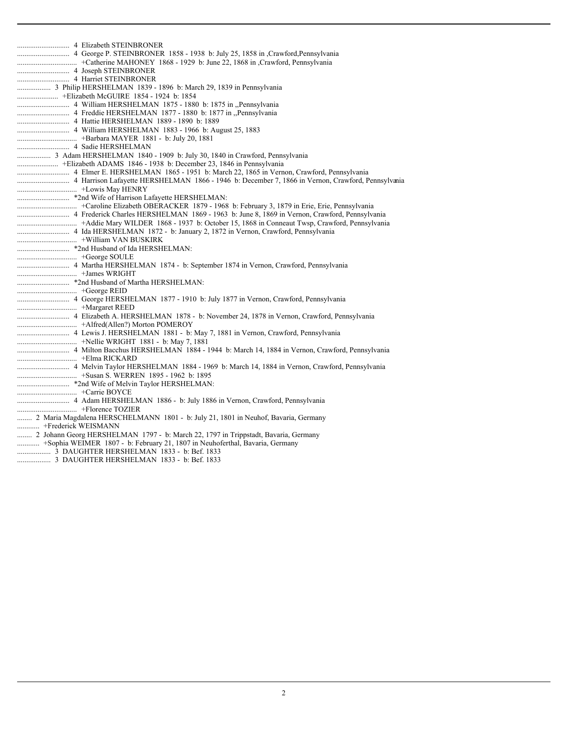............................ 4 Elizabeth STEINBRONER
............................ 4 George P. STEINBRONER 1858 - 1938 b: July 25, 1858 in ,Crawford,Pennsylvania
................................ +Catherine MAHONEY 1868 - 1929 b: June 22, 1868 in ,Crawford, Pennsylvania
............................ 4 Joseph STEINBRONER
............................ 4 Harriet STEINBRONER
.................. 3 Philip HERSHELMAN 1839 - 1896 b: March 29, 1839 in Pennsylvania
...................... +Elizabeth McGUIRE 1854 - 1924 b: 1854
............................ 4 William HERSHELMAN 1875 - 1880 b: 1875 in ,,Pennsylvania
............................ 4 Freddie HERSHELMAN 1877 - 1880 b: 1877 in ,,Pennsylvania
............................ 4 Hattie HERSHELMAN 1889 - 1890 b: 1889
............................ 4 William HERSHELMAN 1883 - 1966 b: August 25, 1883
................................ +Barbara MAYER 1881 - b: July 20, 1881
............................ 4 Sadie HERSHELMAN
.................. 3 Adam HERSHELMAN 1840 - 1909 b: July 30, 1840 in Crawford, Pennsylvania
...................... +Elizabeth ADAMS 1846 - 1938 b: December 23, 1846 in Pennsylvania
............................ 4 Elmer E. HERSHELMAN 1865 - 1951 b: March 22, 1865 in Vernon, Crawford, Pennsylvania
............................ 4 Harrison Lafayette HERSHELMAN 1866 - 1946 b: December 7, 1866 in Vernon, Crawford, Pennsylvania
................................ +Lowis May HENRY
............................ *2nd Wife of Harrison Lafayette HERSHELMAN:
................................ +Caroline Elizabeth OBERACKER 1879 - 1968 b: February 3, 1879 in Erie, Erie, Pennsylvania
............................ 4 Frederick Charles HERSHELMAN 1869 - 1963 b: June 8, 1869 in Vernon, Crawford, Pennsylvania
................................ +Addie Mary WILDER 1868 - 1937 b: October 15, 1868 in Conneaut Twsp, Crawford, Pennsylvania
............................ 4 Ida HERSHELMAN 1872 - b: January 2, 1872 in Vernon, Crawford, Pennsylvania
................................ +William VAN BUSKIRK
............................ *2nd Husband of Ida HERSHELMAN:
................................ +George SOULE
............................ 4 Martha HERSHELMAN 1874 - b: September 1874 in Vernon, Crawford, Pennsylvania
................................ +James WRIGHT
............................ *2nd Husband of Martha HERSHELMAN:
................................ +George REID
............................ 4 George HERSHELMAN 1877 - 1910 b: July 1877 in Vernon, Crawford, Pennsylvania
................................ +Margaret REED
............................ 4 Elizabeth A. HERSHELMAN 1878 - b: November 24, 1878 in Vernon, Crawford, Pennsylvania
................................ +Alfred(Allen?) Morton POMEROY
............................ 4 Lewis J. HERSHELMAN 1881 - b: May 7, 1881 in Vernon, Crawford, Pennsylvania
................................ +Nellie WRIGHT 1881 - b: May 7, 1881
............................ 4 Milton Bacchus HERSHELMAN 1884 - 1944 b: March 14, 1884 in Vernon, Crawford, Pennsylvania
................................ +Elma RICKARD
............................ 4 Melvin Taylor HERSHELMAN 1884 - 1969 b: March 14, 1884 in Vernon, Crawford, Pennsylvania
................................ +Susan S. WERREN 1895 - 1962 b: 1895
............................ *2nd Wife of Melvin Taylor HERSHELMAN:
................................ +Carrie BOYCE
............................ 4 Adam HERSHELMAN 1886 - b: July 1886 in Vernon, Crawford, Pennsylvania
................................ +Florence TOZIER
........ 2 Maria Magdalena HERSCHELMANN 1801 - b: July 21, 1801 in Neuhof, Bavaria, Germany
............ +Frederick WEISMANN
........ 2 Johann Georg HERSHELMAN 1797 - b: March 22, 1797 in Trippstadt, Bavaria, Germany
............ +Sophia WEIMER 1807 - b: February 21, 1807 in Neuhoferthal, Bavaria, Germany
.................. 3 DAUGHTER HERSHELMAN 1833 - b: Bef. 1833
.................. 3 DAUGHTER HERSHELMAN 1833 - b: Bef. 1833